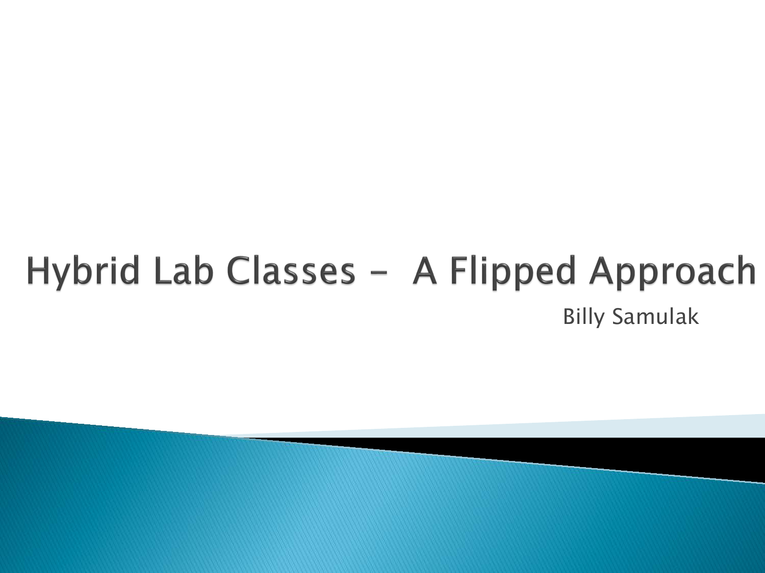# Hybrid Lab Classes – A Flipped Approach

Billy Samulak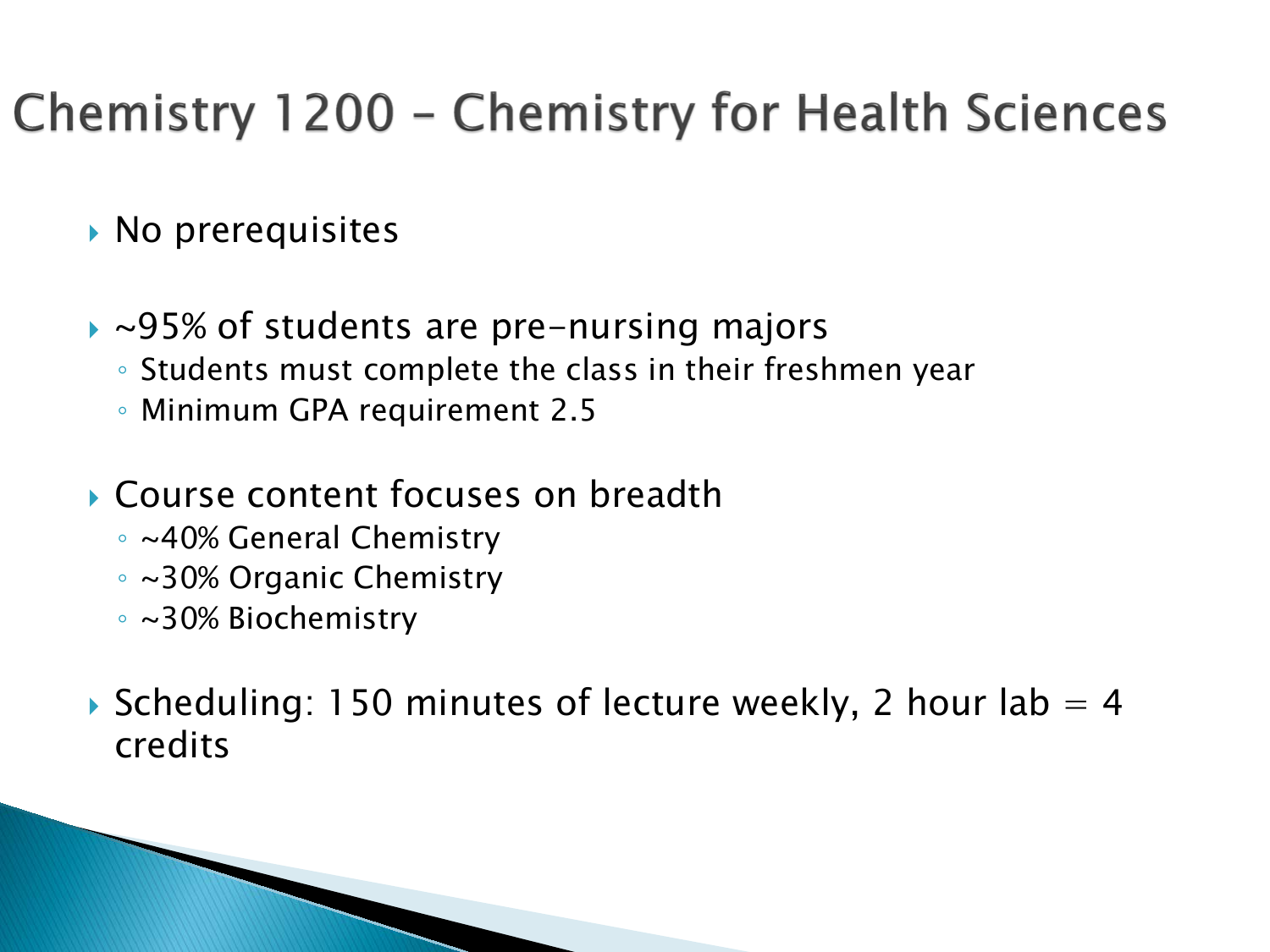# Chemistry 1200 – Chemistry for Health Sciences

- No prerequisites
- ~95% of students are pre-nursing majors
  - Students must complete the class in their freshmen year
  - Minimum GPA requirement 2.5
- Course content focuses on breadth
  - ~40% General Chemistry
  - ~30% Organic Chemistry
  - ~30% Biochemistry
- Scheduling: 150 minutes of lecture weekly, 2 hour lab = 4 credits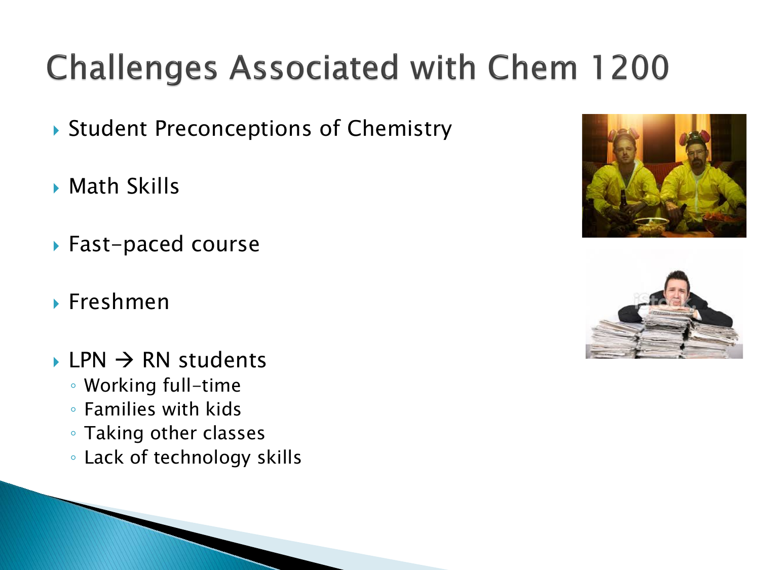# Challenges Associated with Chem 1200

- Student Preconceptions of Chemistry
- Math Skills
- Fast-paced course
- Freshmen
- LPN → RN students
  - Working full-time
  - Families with kids
  - Taking other classes
  - Lack of technology skills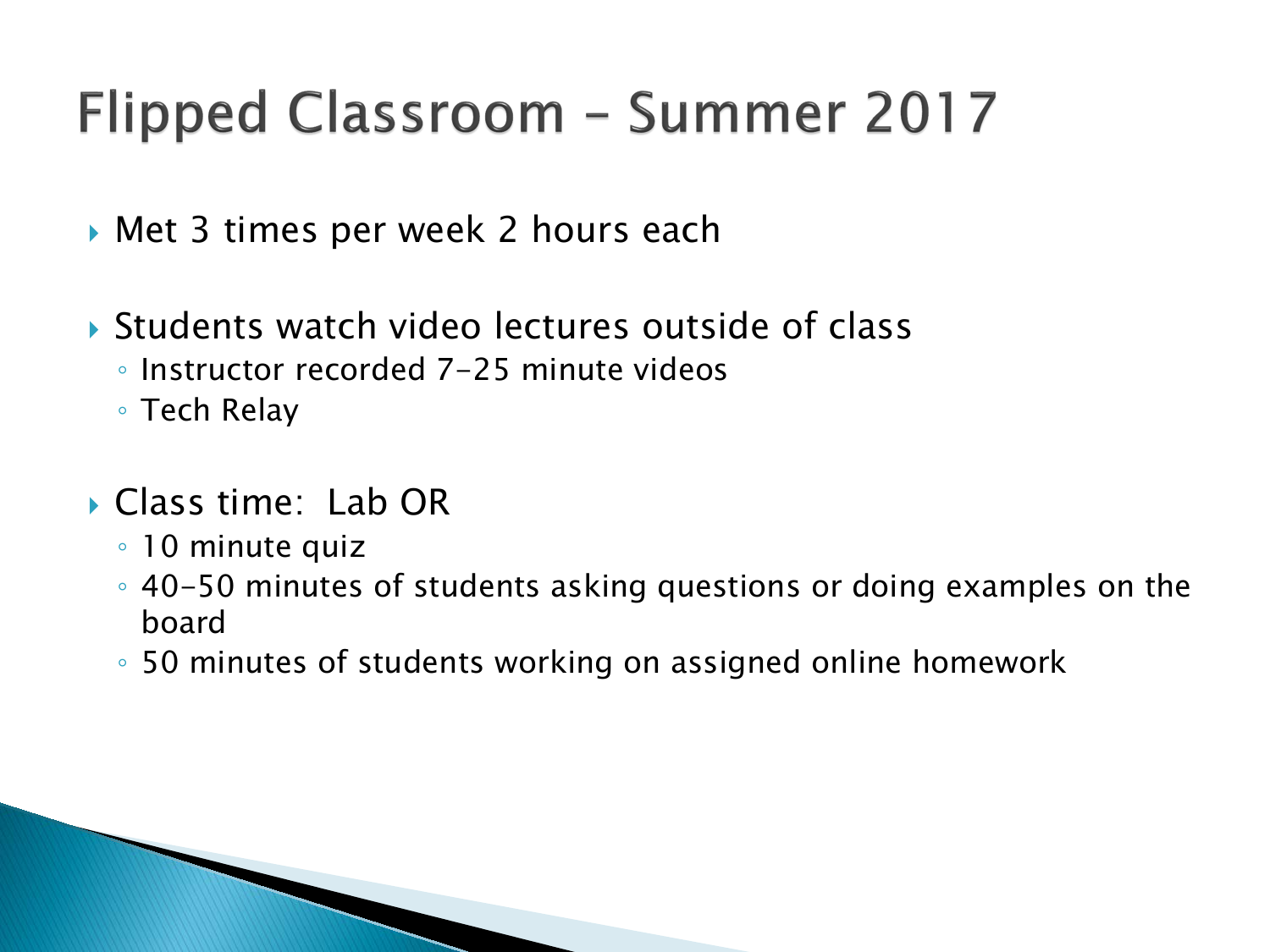# Flipped Classroom – Summer 2017

- Met 3 times per week 2 hours each

- Students watch video lectures outside of class
  - Instructor recorded 7-25 minute videos
  - Tech Relay

- Class time: Lab OR
  - 10 minute quiz
  - 40-50 minutes of students asking questions or doing examples on the board
  - 50 minutes of students working on assigned online homework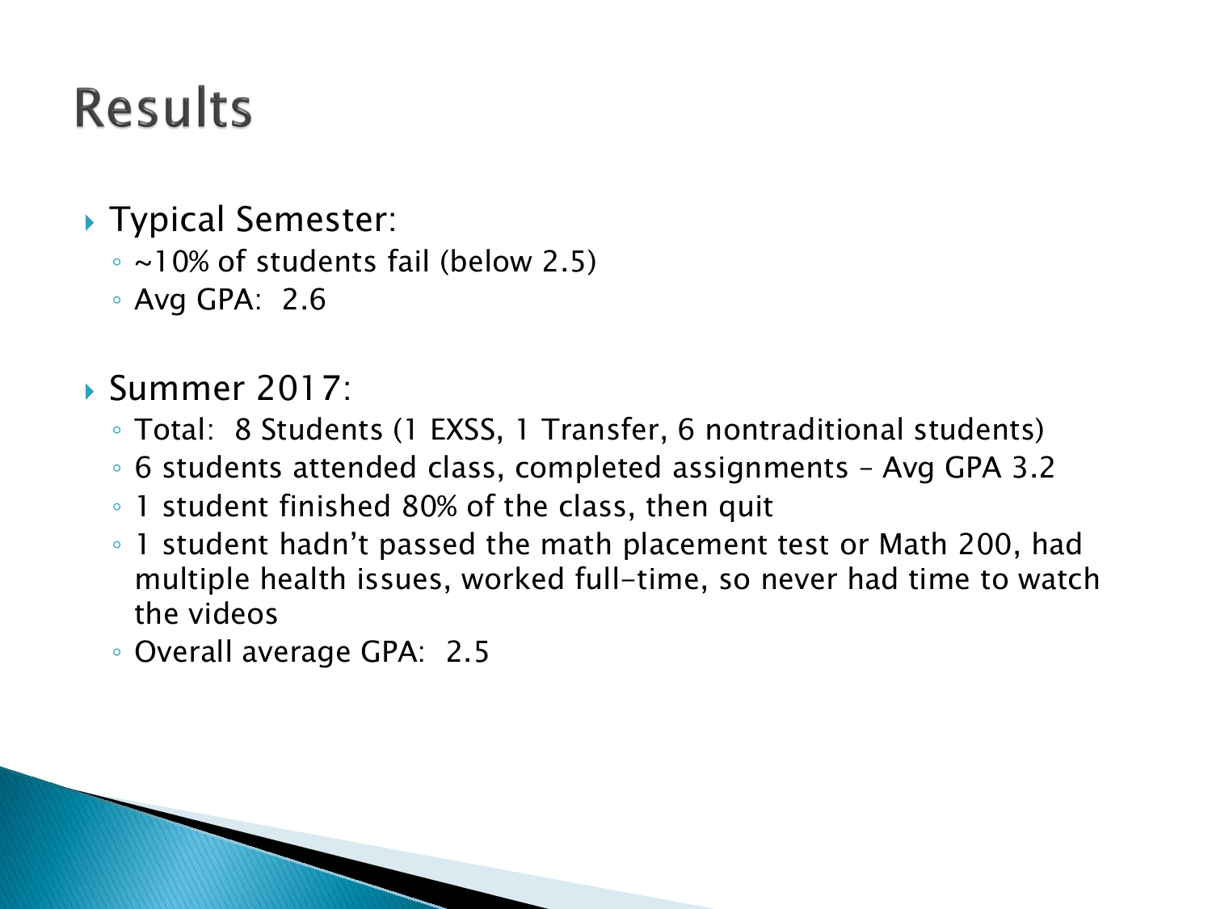# Results

- Typical Semester:
  - ~10% of students fail (below 2.5)
  - Avg GPA: 2.6

- Summer 2017:
  - Total: 8 Students (1 EXSS, 1 Transfer, 6 nontraditional students)
  - 6 students attended class, completed assignments – Avg GPA 3.2
  - 1 student finished 80% of the class, then quit
  - 1 student hadn't passed the math placement test or Math 200, had multiple health issues, worked full-time, so never had time to watch the videos
  - Overall average GPA: 2.5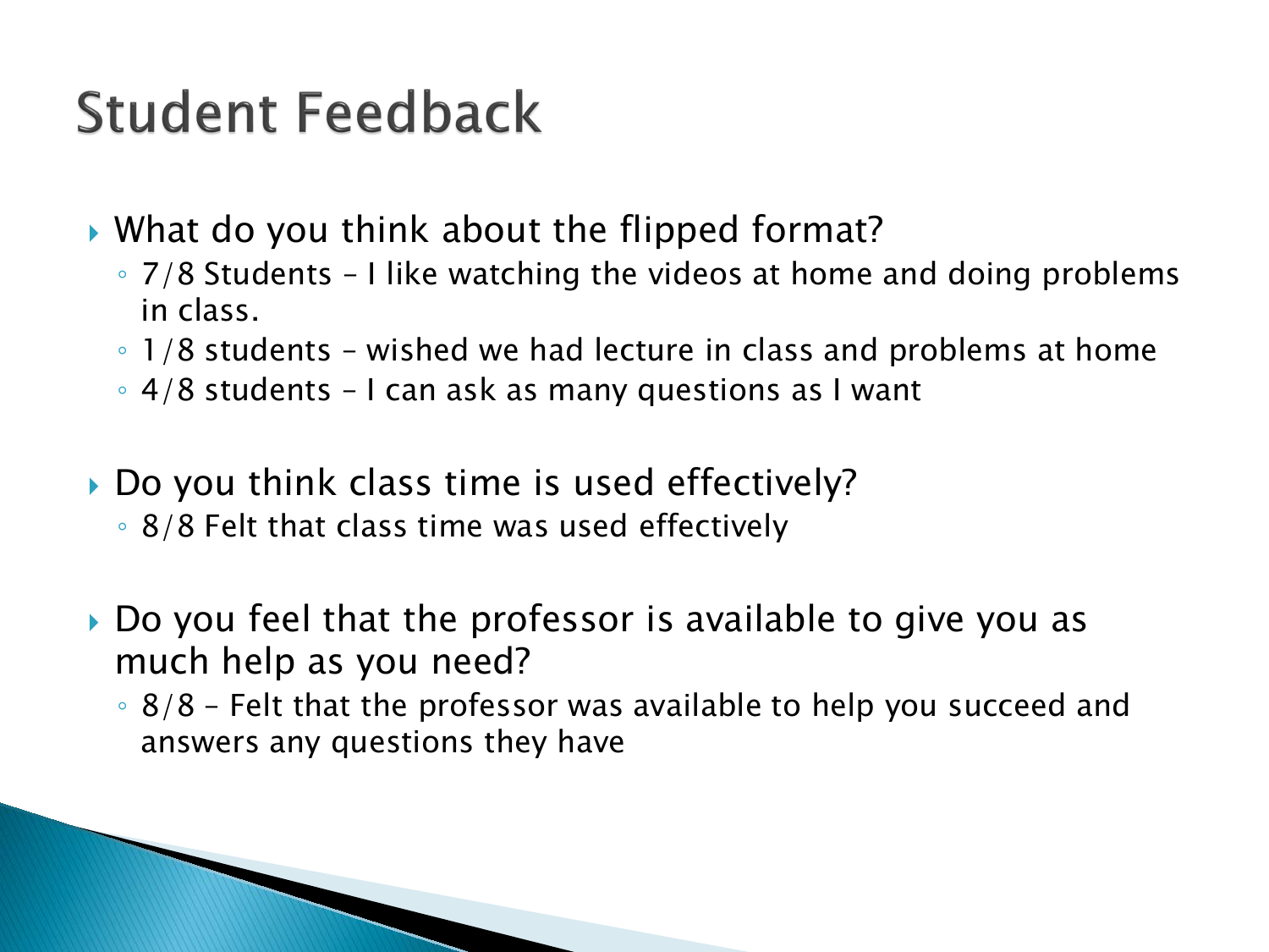# Student Feedback

- What do you think about the flipped format?
  - 7/8 Students – I like watching the videos at home and doing problems in class.
  - 1/8 students – wished we had lecture in class and problems at home
  - 4/8 students – I can ask as many questions as I want

- Do you think class time is used effectively?
  - 8/8 Felt that class time was used effectively

- Do you feel that the professor is available to give you as much help as you need?
  - 8/8 – Felt that the professor was available to help you succeed and answers any questions they have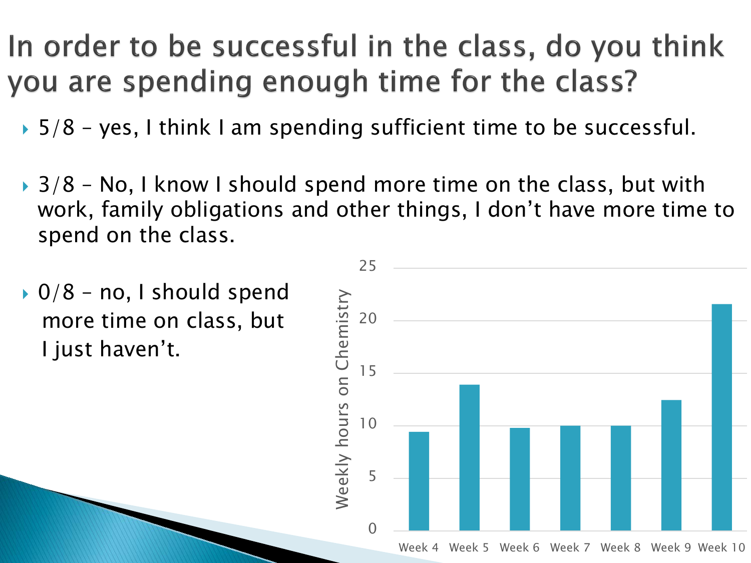# In order to be successful in the class, do you think you are spending enough time for the class?

- 5/8 – yes, I think I am spending sufficient time to be successful.
- 3/8 – No, I know I should spend more time on the class, but with work, family obligations and other things, I don't have more time to spend on the class.
- 0/8 – no, I should spend more time on class, but I just haven't.

Weekly hours on Chemistry

| Week | Weekly hours on Chemistry |
| --- | --- |
| Week 4 | ~9.4 |
| Week 5 | ~13.9 |
| Week 6 | ~9.8 |
| Week 7 | ~10 |
| Week 8 | ~10 |
| Week 9 | ~12.4 |
| Week 10 | ~21.6 |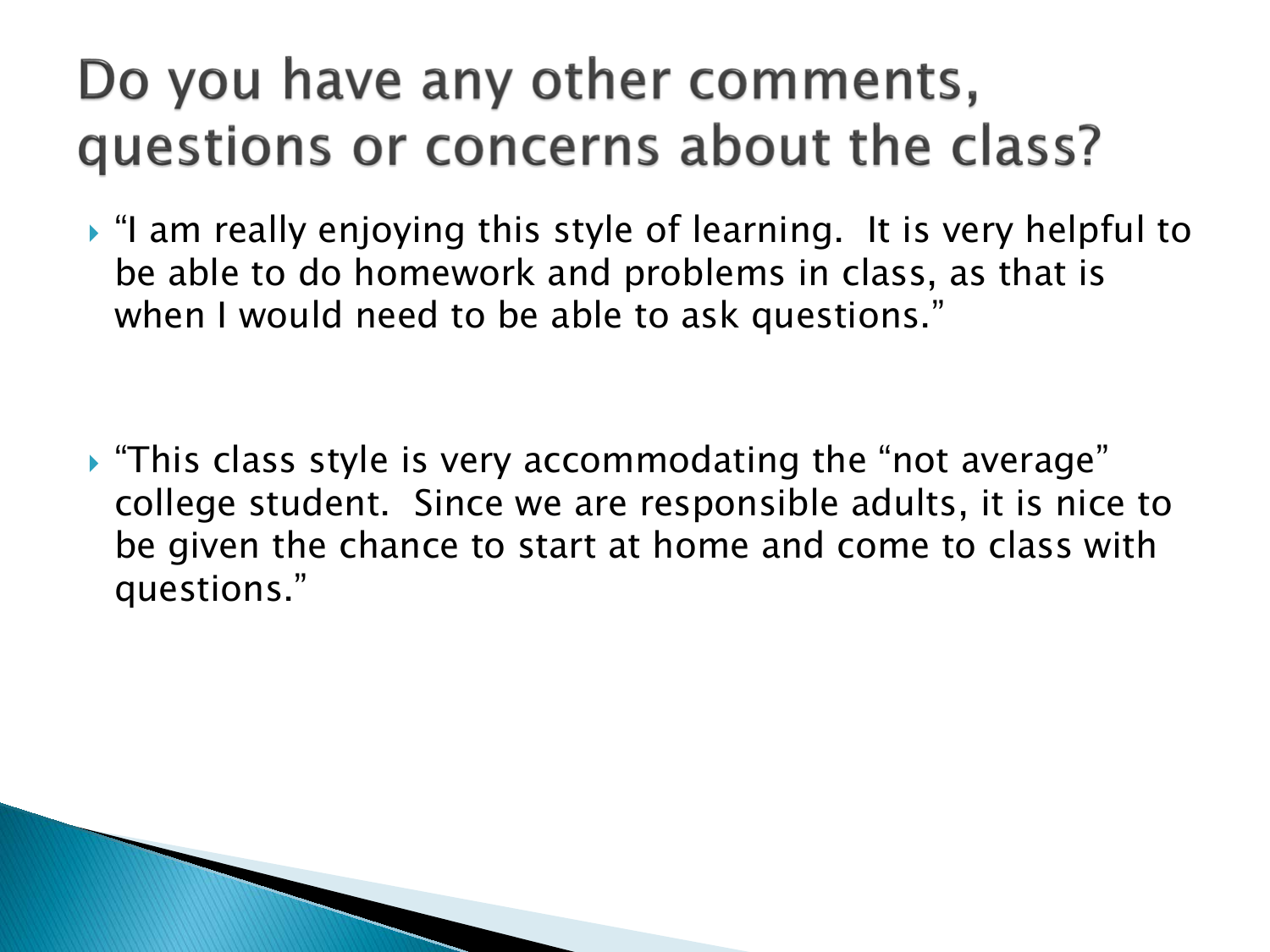# Do you have any other comments, questions or concerns about the class?

- “I am really enjoying this style of learning.  It is very helpful to be able to do homework and problems in class, as that is when I would need to be able to ask questions.”

- “This class style is very accommodating the “not average” college student.  Since we are responsible adults, it is nice to be given the chance to start at home and come to class with questions.”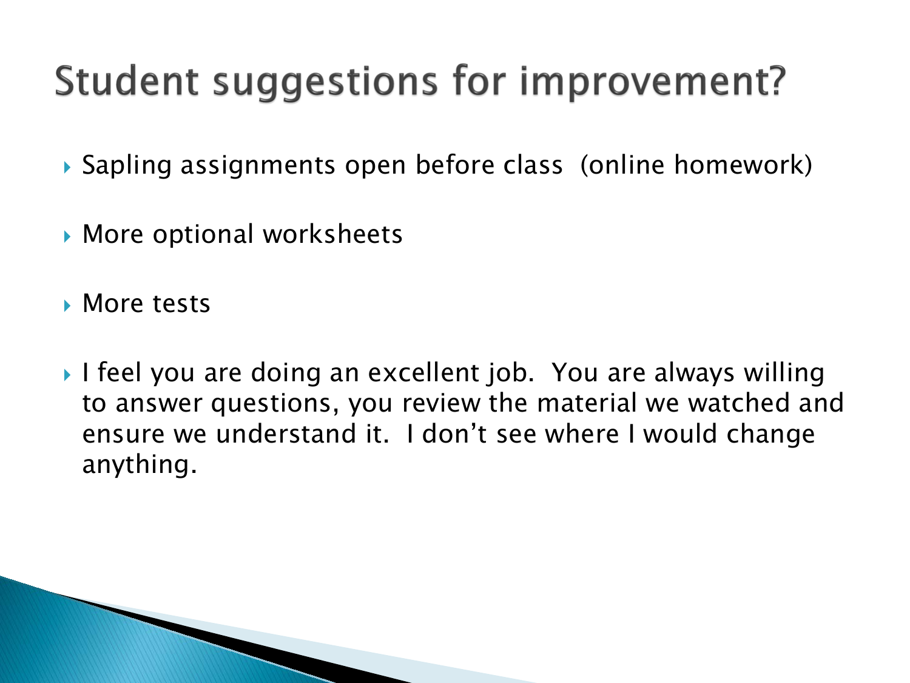# Student suggestions for improvement?

- Sapling assignments open before class  (online homework)
- More optional worksheets
- More tests
- I feel you are doing an excellent job.  You are always willing to answer questions, you review the material we watched and ensure we understand it.  I don't see where I would change anything.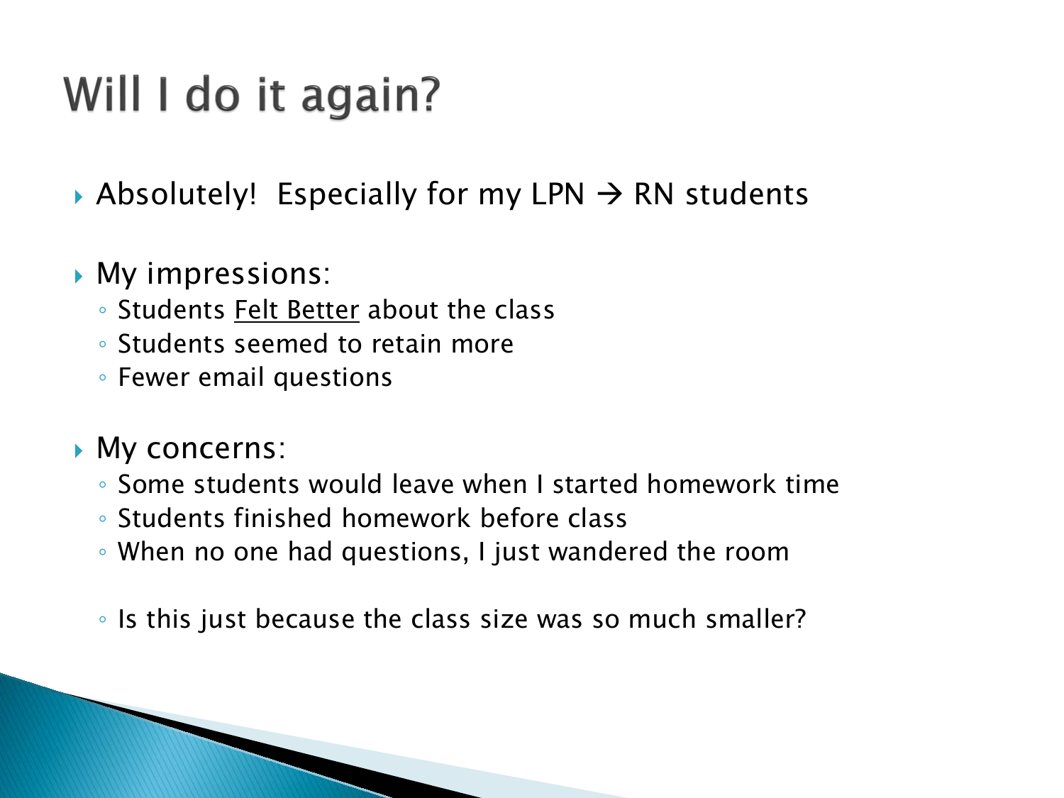# Will I do it again?

- Absolutely! Especially for my LPN → RN students

- My impressions:
  - Students <u>Felt Better</u> about the class
  - Students seemed to retain more
  - Fewer email questions

- My concerns:
  - Some students would leave when I started homework time
  - Students finished homework before class
  - When no one had questions, I just wandered the room

  - Is this just because the class size was so much smaller?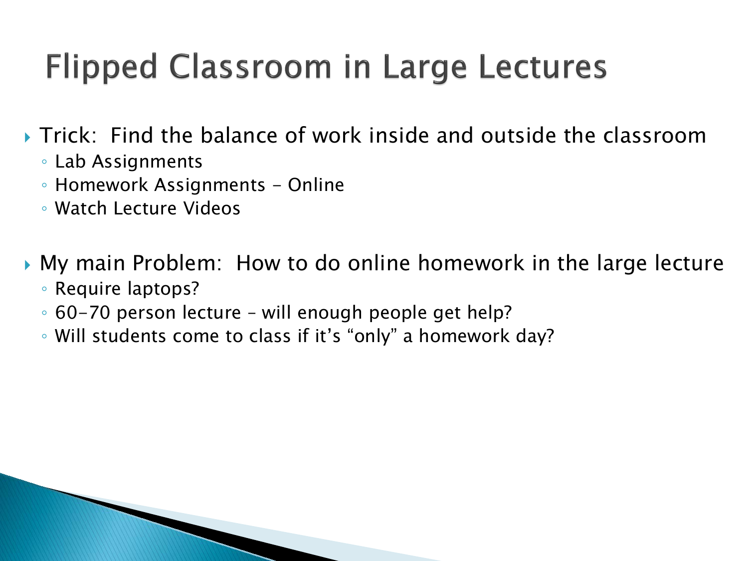# Flipped Classroom in Large Lectures

- Trick: Find the balance of work inside and outside the classroom
  - Lab Assignments
  - Homework Assignments - Online
  - Watch Lecture Videos

- My main Problem: How to do online homework in the large lecture
  - Require laptops?
  - 60-70 person lecture – will enough people get help?
  - Will students come to class if it's "only" a homework day?